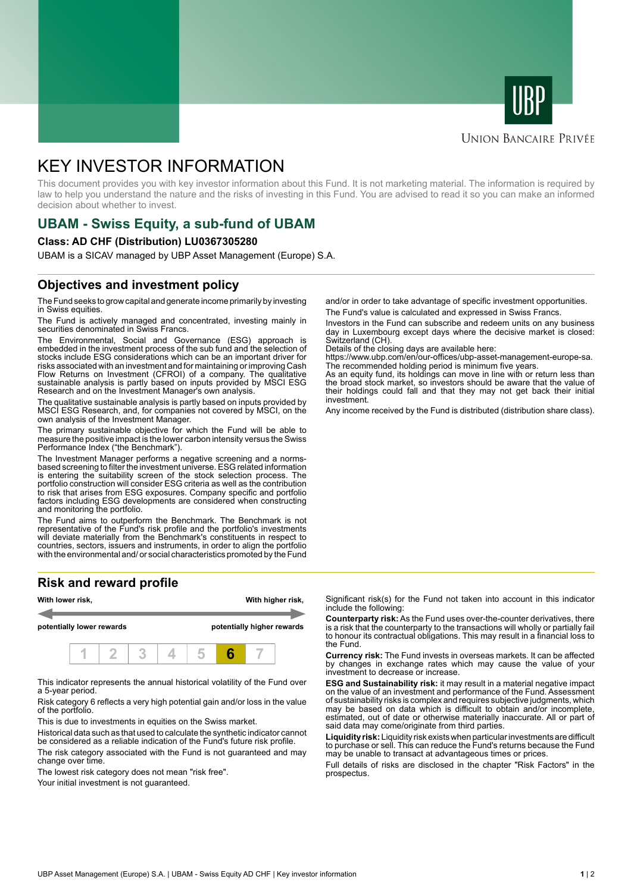UBP

Union Bancaire Privée

# KEY INVESTOR INFORMATION

This document provides you with key investor information about this Fund. It is not marketing material. The information is required by law to help you understand the nature and the risks of investing in this Fund. You are advised to read it so you can make an informed decision about whether to invest.

## UBAM - Swiss Equity, a sub-fund of UBAM

**Class: AD CHF (Distribution) LU0367305280**

UBAM is a SICAV managed by UBP Asset Management (Europe) S.A.

## Objectives and investment policy

The Fund seeks to grow capital and generate income primarily by investing in Swiss equities.

The Fund is actively managed and concentrated, investing mainly in securities denominated in Swiss Francs.

The Environmental, Social and Governance (ESG) approach is embedded in the investment process of the sub fund and the selection of stocks include ESG considerations which can be an important driver for risks associated with an investment and for maintaining or improving Cash Flow Returns on Investment (CFROI) of a company. The qualitative sustainable analysis is partly based on inputs provided by MSCI ESG Research and on the Investment Manager's own analysis.

The qualitative sustainable analysis is partly based on inputs provided by MSCI ESG Research, and, for companies not covered by MSCI, on the own analysis of the Investment Manager.

The primary sustainable objective for which the Fund will be able to measure the positive impact is the lower carbon intensity versus the Swiss Performance Index ("the Benchmark").

The Investment Manager performs a negative screening and a norms-based screening to filter the investment universe. ESG related information is entering the suitability screen of the stock selection process. The portfolio construction will consider ESG criteria as well as the contribution to risk that arises from ESG exposures. Company specific and portfolio factors including ESG developments are considered when constructing and monitoring the portfolio.

The Fund aims to outperform the Benchmark. The Benchmark is not representative of the Fund's risk profile and the portfolio's investments will deviate materially from the Benchmark's constituents in respect to countries, sectors, issuers and instruments, in order to align the portfolio with the environmental and/ or social characteristics promoted by the Fund and/or in order to take advantage of specific investment opportunities.

The Fund's value is calculated and expressed in Swiss Francs.

Investors in the Fund can subscribe and redeem units on any business day in Luxembourg except days where the decisive market is closed: Switzerland (CH).
Details of the closing days are available here:
https://www.ubp.com/en/our-offices/ubp-asset-management-europe-sa.
The recommended holding period is minimum five years.
As an equity fund, its holdings can move in line with or return less than the broad stock market, so investors should be aware that the value of their holdings could fall and that they may not get back their initial investment.

Any income received by the Fund is distributed (distribution share class).

## Risk and reward profile

| With lower risk, potentially lower rewards | | | | | | With higher risk, potentially higher rewards |
|---|---|---|---|---|---|---|
| 1 | 2 | 3 | 4 | 5 | **6** | 7 |

This indicator represents the annual historical volatility of the Fund over a 5-year period.

Risk category 6 reflects a very high potential gain and/or loss in the value of the portfolio.

This is due to investments in equities on the Swiss market.

Historical data such as that used to calculate the synthetic indicator cannot be considered as a reliable indication of the Fund's future risk profile.

The risk category associated with the Fund is not guaranteed and may change over time.

The lowest risk category does not mean "risk free".

Your initial investment is not guaranteed.

Significant risk(s) for the Fund not taken into account in this indicator include the following:

**Counterparty risk:** As the Fund uses over-the-counter derivatives, there is a risk that the counterparty to the transactions will wholly or partially fail to honour its contractual obligations. This may result in a financial loss to the Fund.

**Currency risk:** The Fund invests in overseas markets. It can be affected by changes in exchange rates which may cause the value of your investment to decrease or increase.

**ESG and Sustainability risk:** it may result in a material negative impact on the value of an investment and performance of the Fund. Assessment of sustainability risks is complex and requires subjective judgments, which may be based on data which is difficult to obtain and/or incomplete, estimated, out of date or otherwise materially inaccurate. All or part of said data may come/originate from third parties.

**Liquidity risk:** Liquidity risk exists when particular investments are difficult to purchase or sell. This can reduce the Fund's returns because the Fund may be unable to transact at advantageous times or prices.

Full details of risks are disclosed in the chapter "Risk Factors" in the prospectus.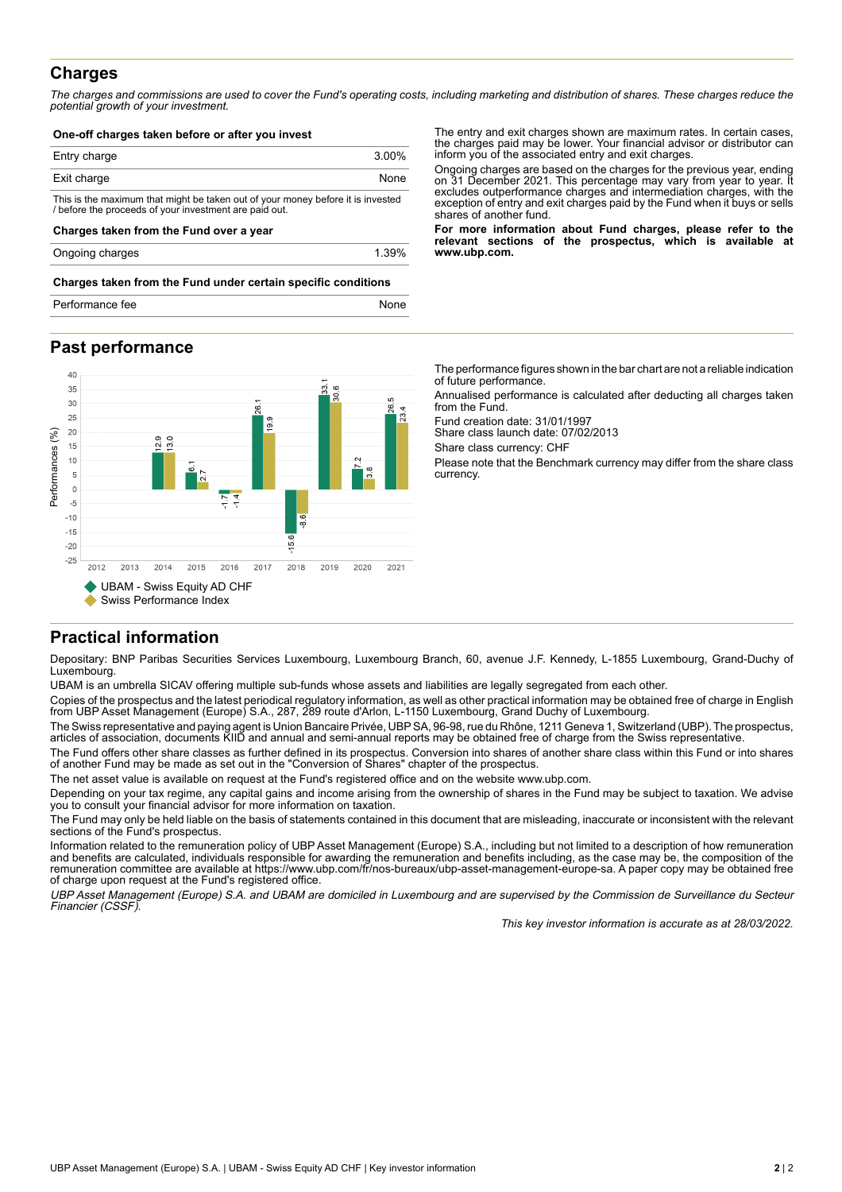## Charges

*The charges and commissions are used to cover the Fund's operating costs, including marketing and distribution of shares. These charges reduce the potential growth of your investment.*

| One-off charges taken before or after you invest | |
|---|---|
| Entry charge | 3.00% |
| Exit charge | None |

This is the maximum that might be taken out of your money before it is invested / before the proceeds of your investment are paid out.

| Charges taken from the Fund over a year | |
|---|---|
| Ongoing charges | 1.39% |

| Charges taken from the Fund under certain specific conditions | |
|---|---|
| Performance fee | None |

The entry and exit charges shown are maximum rates. In certain cases, the charges paid may be lower. Your financial advisor or distributor can inform you of the associated entry and exit charges.

Ongoing charges are based on the charges for the previous year, ending on 31 December 2021. This percentage may vary from year to year. It excludes outperformance charges and intermediation charges, with the exception of entry and exit charges paid by the Fund when it buys or sells shares of another fund.

**For more information about Fund charges, please refer to the relevant sections of the prospectus, which is available at www.ubp.com.**

## Past performance

Performances (%)

40
35
30
25
20
15
10
5
0
-5
-10
-15
-20
-25

2012 2013 2014 2015 2016 2017 2018 2019 2020 2021

12.9 13.0
6.1 2.7
-1.7 -1.4
26.1 19.9
-15.6 -8.6
33.1 30.6
7.2 3.8
26.5 23.4

UBAM - Swiss Equity AD CHF
Swiss Performance Index

The performance figures shown in the bar chart are not a reliable indication of future performance.

Annualised performance is calculated after deducting all charges taken from the Fund.

Fund creation date: 31/01/1997
Share class launch date: 07/02/2013

Share class currency: CHF

Please note that the Benchmark currency may differ from the share class currency.

## Practical information

Depositary: BNP Paribas Securities Services Luxembourg, Luxembourg Branch, 60, avenue J.F. Kennedy, L-1855 Luxembourg, Grand-Duchy of Luxembourg.

UBAM is an umbrella SICAV offering multiple sub-funds whose assets and liabilities are legally segregated from each other.

Copies of the prospectus and the latest periodical regulatory information, as well as other practical information may be obtained free of charge in English from UBP Asset Management (Europe) S.A., 287, 289 route d'Arlon, L-1150 Luxembourg, Grand Duchy of Luxembourg.

The Swiss representative and paying agent is Union Bancaire Privée, UBP SA, 96-98, rue du Rhône, 1211 Geneva 1, Switzerland (UBP). The prospectus, articles of association, documents KIID and annual and semi-annual reports may be obtained free of charge from the Swiss representative.

The Fund offers other share classes as further defined in its prospectus. Conversion into shares of another share class within this Fund or into shares of another Fund may be made as set out in the "Conversion of Shares" chapter of the prospectus.

The net asset value is available on request at the Fund's registered office and on the website www.ubp.com.

Depending on your tax regime, any capital gains and income arising from the ownership of shares in the Fund may be subject to taxation. We advise you to consult your financial advisor for more information on taxation.

The Fund may only be held liable on the basis of statements contained in this document that are misleading, inaccurate or inconsistent with the relevant sections of the Fund's prospectus.

Information related to the remuneration policy of UBP Asset Management (Europe) S.A., including but not limited to a description of how remuneration and benefits are calculated, individuals responsible for awarding the remuneration and benefits including, as the case may be, the composition of the remuneration committee are available at https://www.ubp.com/fr/nos-bureaux/ubp-asset-management-europe-sa. A paper copy may be obtained free of charge upon request at the Fund's registered office.

*UBP Asset Management (Europe) S.A. and UBAM are domiciled in Luxembourg and are supervised by the Commission de Surveillance du Secteur Financier (CSSF).*

*This key investor information is accurate as at 28/03/2022.*